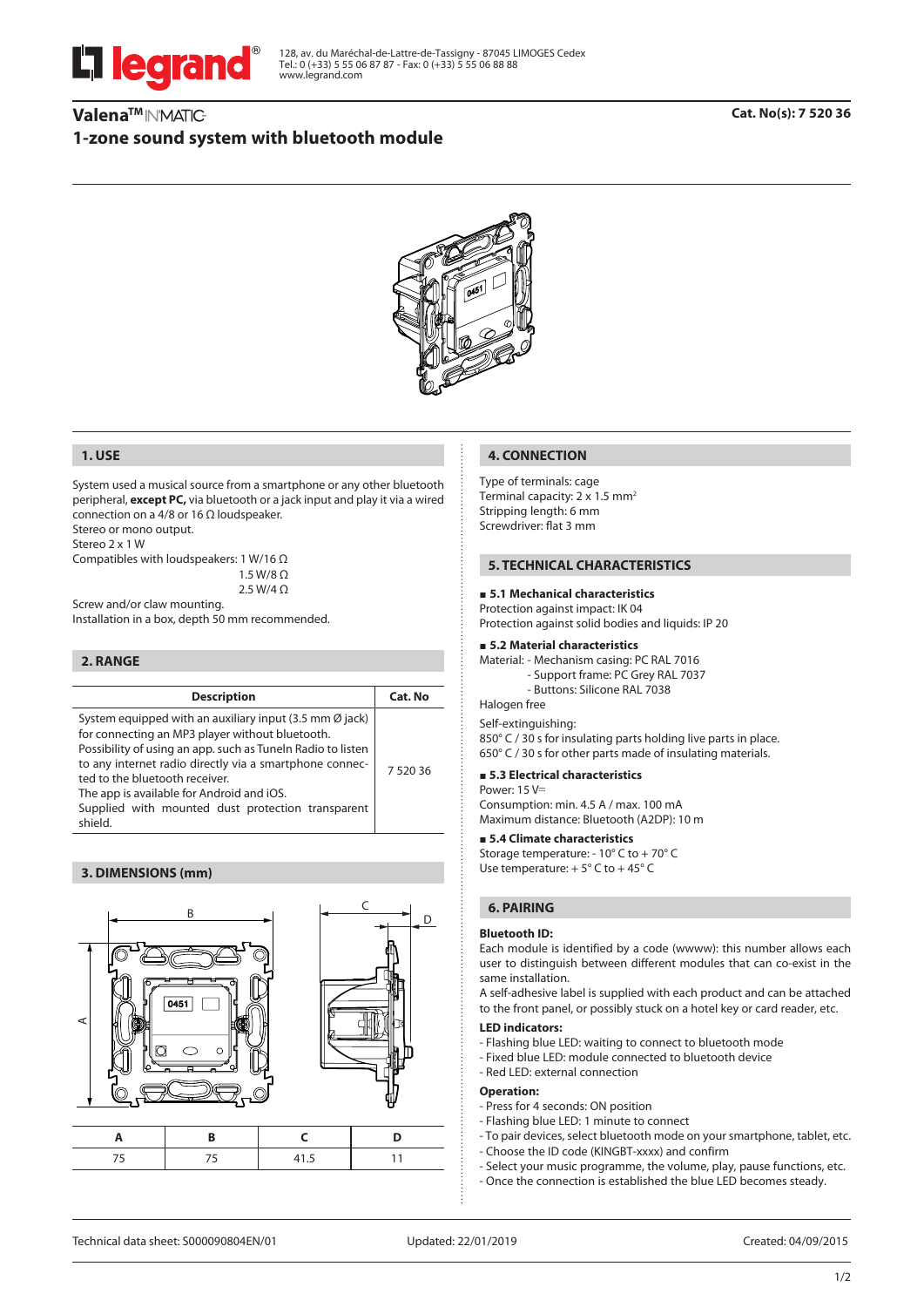128, av. du Maréchal-de-Lattre-de-Tassigny - 87045 LIMOGES Cedex
Tel.: 0 (+33) 5 55 06 87 87 - Fax: 0 (+33) 5 55 06 88 88
www.legrand.com

# Valena™ INMATIC

**Cat. No(s): 7 520 36**

# 1-zone sound system with bluetooth module

## 1. USE

System used a musical source from a smartphone or any other bluetooth peripheral, **except PC,** via bluetooth or a jack input and play it via a wired connection on a 4/8 or 16 Ω loudspeaker.
Stereo or mono output.
Stereo 2 x 1 W
Compatibles with loudspeakers: 1 W/16 Ω
1.5 W/8 Ω
2.5 W/4 Ω
Screw and/or claw mounting.
Installation in a box, depth 50 mm recommended.

## 2. RANGE

| Description | Cat. No |
|---|---|
| System equipped with an auxiliary input (3.5 mm Ø jack) for connecting an MP3 player without bluetooth. Possibility of using an app. such as Tuneln Radio to listen to any internet radio directly via a smartphone connected to the bluetooth receiver. The app is available for Android and iOS. Supplied with mounted dust protection transparent shield. | 7 520 36 |

## 3. DIMENSIONS (mm)

| A | B | C | D |
|---|---|---|---|
| 75 | 75 | 41.5 | 11 |

## 4. CONNECTION

Type of terminals: cage
Terminal capacity: 2 x 1.5 mm²
Stripping length: 6 mm
Screwdriver: flat 3 mm

## 5. TECHNICAL CHARACTERISTICS

### ■ 5.1 Mechanical characteristics

Protection against impact: IK 04
Protection against solid bodies and liquids: IP 20

### ■ 5.2 Material characteristics

Material: - Mechanism casing: PC RAL 7016
- Support frame: PC Grey RAL 7037
- Buttons: Silicone RAL 7038

Halogen free

Self-extinguishing:
850° C / 30 s for insulating parts holding live parts in place.
650° C / 30 s for other parts made of insulating materials.

### ■ 5.3 Electrical characteristics

Power: 15 V⎓
Consumption: min. 4.5 A / max. 100 mA
Maximum distance: Bluetooth (A2DP): 10 m

### ■ 5.4 Climate characteristics

Storage temperature: - 10° C to + 70° C
Use temperature: + 5° C to + 45° C

## 6. PAIRING

**Bluetooth ID:**
Each module is identified by a code (wwww): this number allows each user to distinguish between different modules that can co-exist in the same installation.
A self-adhesive label is supplied with each product and can be attached to the front panel, or possibly stuck on a hotel key or card reader, etc.

**LED indicators:**
- Flashing blue LED: waiting to connect to bluetooth mode
- Fixed blue LED: module connected to bluetooth device
- Red LED: external connection

**Operation:**
- Press for 4 seconds: ON position
- Flashing blue LED: 1 minute to connect
- To pair devices, select bluetooth mode on your smartphone, tablet, etc.
- Choose the ID code (KINGBT-xxxx) and confirm
- Select your music programme, the volume, play, pause functions, etc.
- Once the connection is established the blue LED becomes steady.

Technical data sheet: S000090804EN/01 Updated: 22/01/2019 Created: 04/09/2015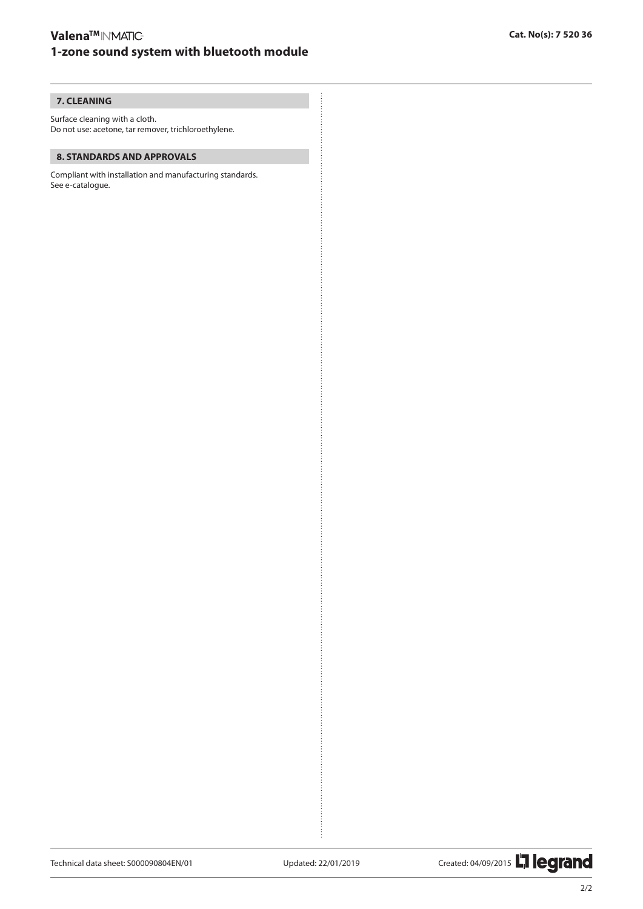## 7. CLEANING

Surface cleaning with a cloth.
Do not use: acetone, tar remover, trichloroethylene.

## 8. STANDARDS AND APPROVALS

Compliant with installation and manufacturing standards.
See e-catalogue.